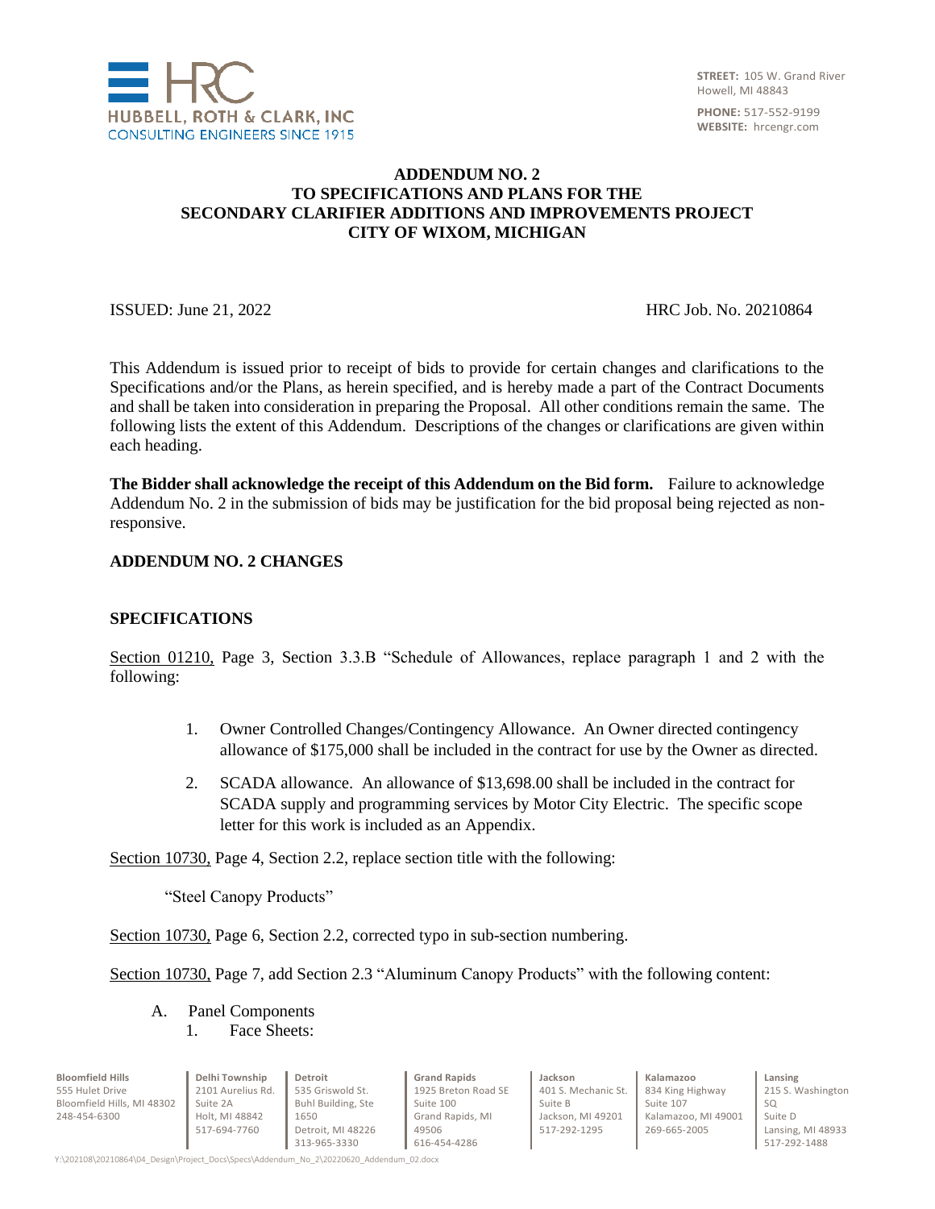# ADDENDUM NO. 2
## TO SPECIFICATIONS AND PLANS FOR THE SECONDARY CLARIFIER ADDITIONS AND IMPROVEMENTS PROJECT
## CITY OF WIXOM, MICHIGAN

ISSUED: June 21, 2022 HRC Job. No. 20210864

This Addendum is issued prior to receipt of bids to provide for certain changes and clarifications to the Specifications and/or the Plans, as herein specified, and is hereby made a part of the Contract Documents and shall be taken into consideration in preparing the Proposal. All other conditions remain the same. The following lists the extent of this Addendum. Descriptions of the changes or clarifications are given within each heading.

**The Bidder shall acknowledge the receipt of this Addendum on the Bid form.** Failure to acknowledge Addendum No. 2 in the submission of bids may be justification for the bid proposal being rejected as non-responsive.

**ADDENDUM NO. 2 CHANGES**

**SPECIFICATIONS**

Section 01210, Page 3, Section 3.3.B "Schedule of Allowances, replace paragraph 1 and 2 with the following:

1. Owner Controlled Changes/Contingency Allowance. An Owner directed contingency allowance of $175,000 shall be included in the contract for use by the Owner as directed.
2. SCADA allowance. An allowance of $13,698.00 shall be included in the contract for SCADA supply and programming services by Motor City Electric. The specific scope letter for this work is included as an Appendix.

Section 10730, Page 4, Section 2.2, replace section title with the following:

"Steel Canopy Products"

Section 10730, Page 6, Section 2.2, corrected typo in sub-section numbering.

Section 10730, Page 7, add Section 2.3 "Aluminum Canopy Products" with the following content:

A. Panel Components
   1. Face Sheets: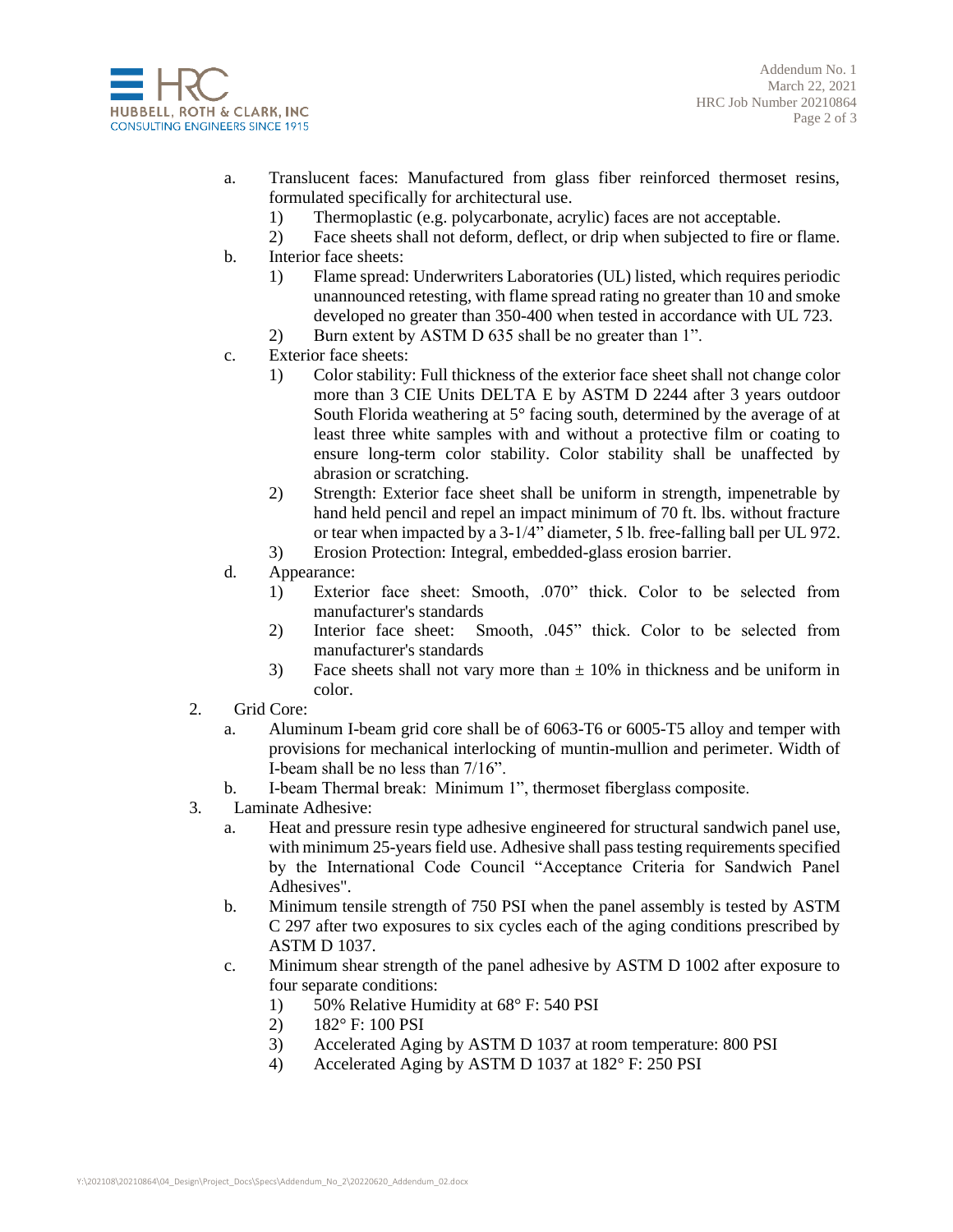a. Translucent faces: Manufactured from glass fiber reinforced thermoset resins, formulated specifically for architectural use.
   1) Thermoplastic (e.g. polycarbonate, acrylic) faces are not acceptable.
   2) Face sheets shall not deform, deflect, or drip when subjected to fire or flame.

b. Interior face sheets:
   1) Flame spread: Underwriters Laboratories (UL) listed, which requires periodic unannounced retesting, with flame spread rating no greater than 10 and smoke developed no greater than 350-400 when tested in accordance with UL 723.
   2) Burn extent by ASTM D 635 shall be no greater than 1".

c. Exterior face sheets:
   1) Color stability: Full thickness of the exterior face sheet shall not change color more than 3 CIE Units DELTA E by ASTM D 2244 after 3 years outdoor South Florida weathering at 5° facing south, determined by the average of at least three white samples with and without a protective film or coating to ensure long-term color stability. Color stability shall be unaffected by abrasion or scratching.
   2) Strength: Exterior face sheet shall be uniform in strength, impenetrable by hand held pencil and repel an impact minimum of 70 ft. lbs. without fracture or tear when impacted by a 3-1/4" diameter, 5 lb. free-falling ball per UL 972.
   3) Erosion Protection: Integral, embedded-glass erosion barrier.

d. Appearance:
   1) Exterior face sheet: Smooth, .070" thick. Color to be selected from manufacturer's standards
   2) Interior face sheet: Smooth, .045" thick. Color to be selected from manufacturer's standards
   3) Face sheets shall not vary more than ± 10% in thickness and be uniform in color.

2. Grid Core:
   a. Aluminum I-beam grid core shall be of 6063-T6 or 6005-T5 alloy and temper with provisions for mechanical interlocking of muntin-mullion and perimeter. Width of I-beam shall be no less than 7/16".
   b. I-beam Thermal break: Minimum 1", thermoset fiberglass composite.

3. Laminate Adhesive:
   a. Heat and pressure resin type adhesive engineered for structural sandwich panel use, with minimum 25-years field use. Adhesive shall pass testing requirements specified by the International Code Council "Acceptance Criteria for Sandwich Panel Adhesives".
   b. Minimum tensile strength of 750 PSI when the panel assembly is tested by ASTM C 297 after two exposures to six cycles each of the aging conditions prescribed by ASTM D 1037.
   c. Minimum shear strength of the panel adhesive by ASTM D 1002 after exposure to four separate conditions:
      1) 50% Relative Humidity at 68° F: 540 PSI
      2) 182° F: 100 PSI
      3) Accelerated Aging by ASTM D 1037 at room temperature: 800 PSI
      4) Accelerated Aging by ASTM D 1037 at 182° F: 250 PSI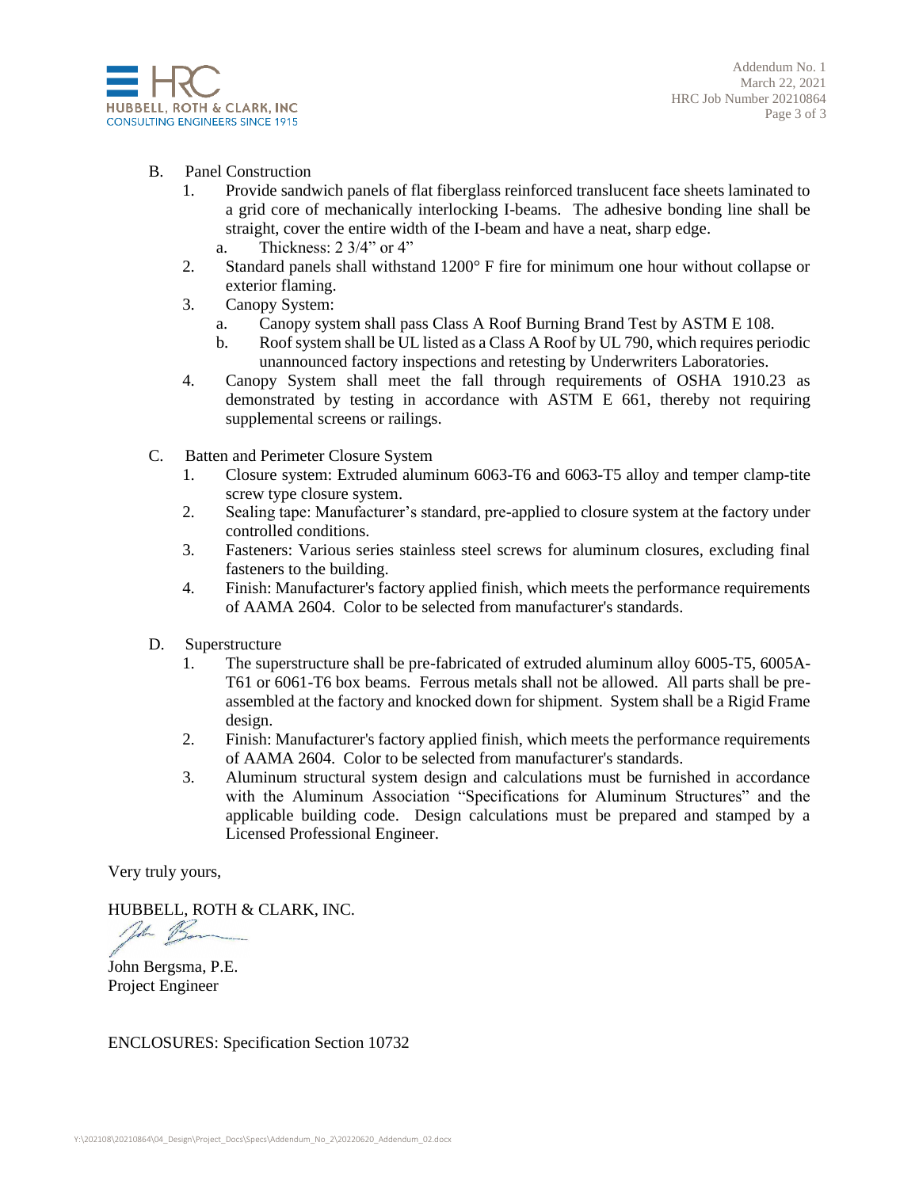B. Panel Construction

1. Provide sandwich panels of flat fiberglass reinforced translucent face sheets laminated to a grid core of mechanically interlocking I-beams. The adhesive bonding line shall be straight, cover the entire width of the I-beam and have a neat, sharp edge.
   a. Thickness: 2 3/4" or 4"
2. Standard panels shall withstand 1200° F fire for minimum one hour without collapse or exterior flaming.
3. Canopy System:
   a. Canopy system shall pass Class A Roof Burning Brand Test by ASTM E 108.
   b. Roof system shall be UL listed as a Class A Roof by UL 790, which requires periodic unannounced factory inspections and retesting by Underwriters Laboratories.
4. Canopy System shall meet the fall through requirements of OSHA 1910.23 as demonstrated by testing in accordance with ASTM E 661, thereby not requiring supplemental screens or railings.

C. Batten and Perimeter Closure System

1. Closure system: Extruded aluminum 6063-T6 and 6063-T5 alloy and temper clamp-tite screw type closure system.
2. Sealing tape: Manufacturer's standard, pre-applied to closure system at the factory under controlled conditions.
3. Fasteners: Various series stainless steel screws for aluminum closures, excluding final fasteners to the building.
4. Finish: Manufacturer's factory applied finish, which meets the performance requirements of AAMA 2604. Color to be selected from manufacturer's standards.

D. Superstructure

1. The superstructure shall be pre-fabricated of extruded aluminum alloy 6005-T5, 6005A-T61 or 6061-T6 box beams. Ferrous metals shall not be allowed. All parts shall be pre-assembled at the factory and knocked down for shipment. System shall be a Rigid Frame design.
2. Finish: Manufacturer's factory applied finish, which meets the performance requirements of AAMA 2604. Color to be selected from manufacturer's standards.
3. Aluminum structural system design and calculations must be furnished in accordance with the Aluminum Association "Specifications for Aluminum Structures" and the applicable building code. Design calculations must be prepared and stamped by a Licensed Professional Engineer.

Very truly yours,

HUBBELL, ROTH & CLARK, INC.

John Bergsma, P.E.
Project Engineer

ENCLOSURES: Specification Section 10732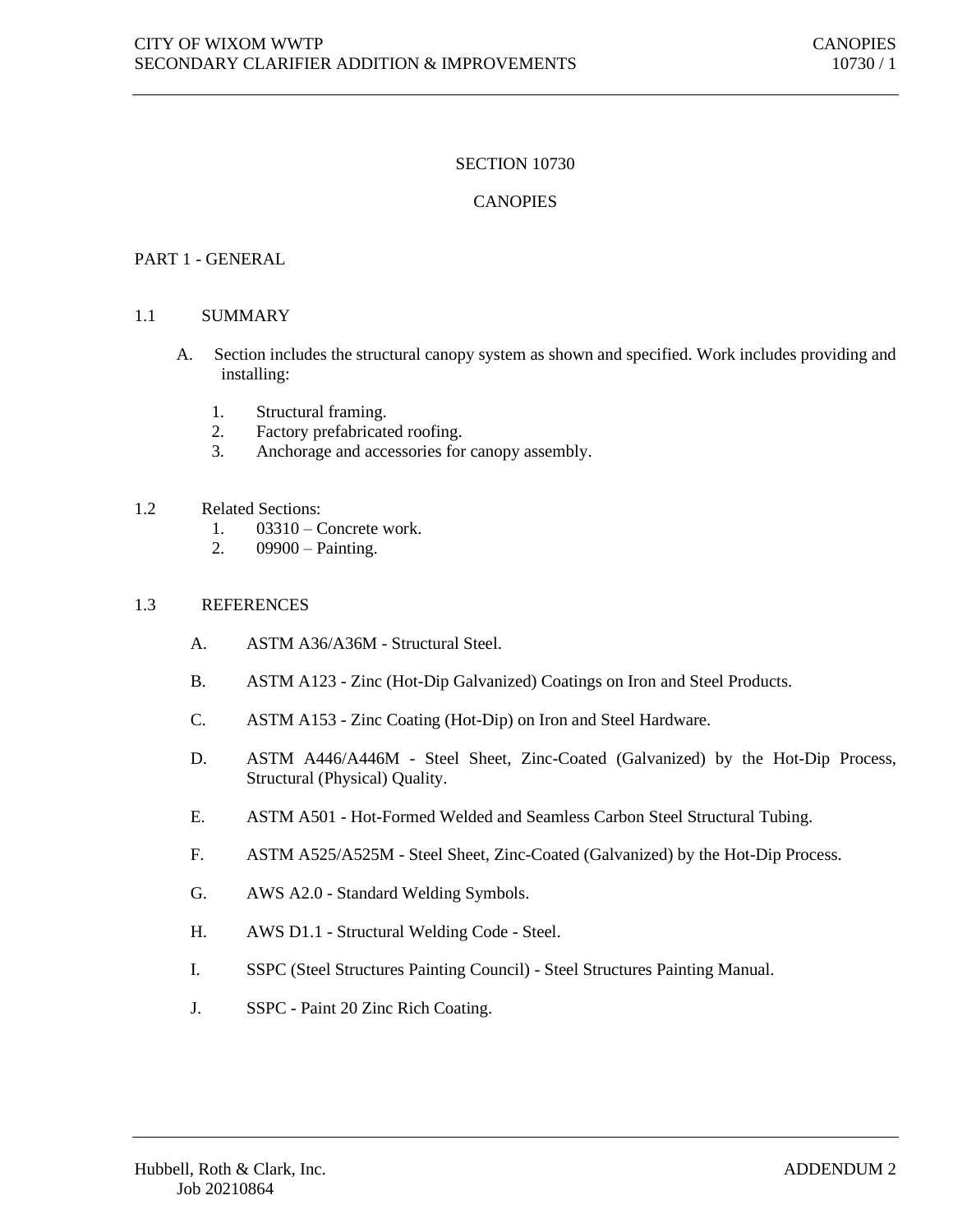# SECTION 10730

# CANOPIES

## PART 1 - GENERAL

### 1.1 SUMMARY

A. Section includes the structural canopy system as shown and specified. Work includes providing and installing:

1. Structural framing.
2. Factory prefabricated roofing.
3. Anchorage and accessories for canopy assembly.

### 1.2 Related Sections:

1. 03310 – Concrete work.
2. 09900 – Painting.

### 1.3 REFERENCES

A. ASTM A36/A36M - Structural Steel.

B. ASTM A123 - Zinc (Hot-Dip Galvanized) Coatings on Iron and Steel Products.

C. ASTM A153 - Zinc Coating (Hot-Dip) on Iron and Steel Hardware.

D. ASTM A446/A446M - Steel Sheet, Zinc-Coated (Galvanized) by the Hot-Dip Process, Structural (Physical) Quality.

E. ASTM A501 - Hot-Formed Welded and Seamless Carbon Steel Structural Tubing.

F. ASTM A525/A525M - Steel Sheet, Zinc-Coated (Galvanized) by the Hot-Dip Process.

G. AWS A2.0 - Standard Welding Symbols.

H. AWS D1.1 - Structural Welding Code - Steel.

I. SSPC (Steel Structures Painting Council) - Steel Structures Painting Manual.

J. SSPC - Paint 20 Zinc Rich Coating.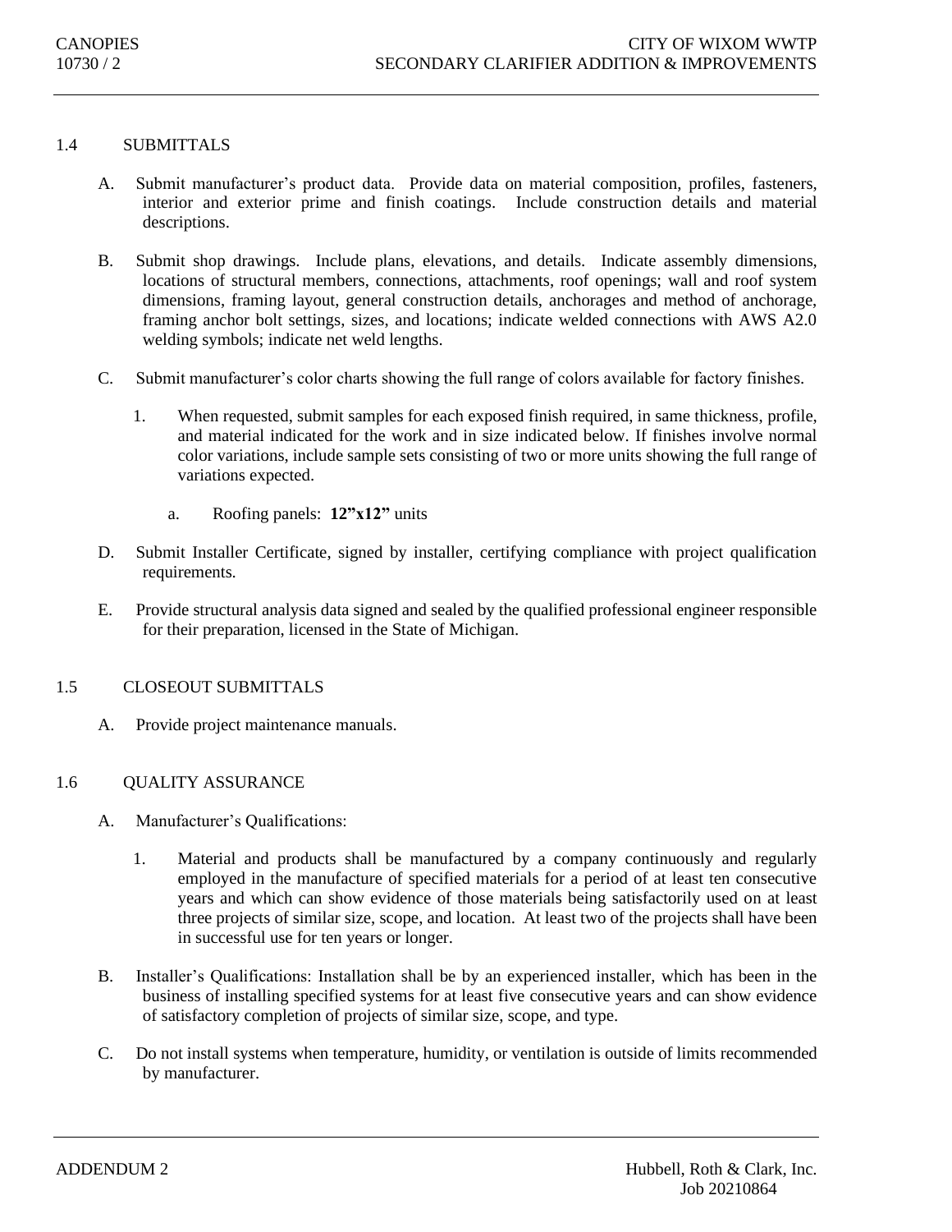## 1.4 SUBMITTALS

A. Submit manufacturer's product data. Provide data on material composition, profiles, fasteners, interior and exterior prime and finish coatings. Include construction details and material descriptions.

B. Submit shop drawings. Include plans, elevations, and details. Indicate assembly dimensions, locations of structural members, connections, attachments, roof openings; wall and roof system dimensions, framing layout, general construction details, anchorages and method of anchorage, framing anchor bolt settings, sizes, and locations; indicate welded connections with AWS A2.0 welding symbols; indicate net weld lengths.

C. Submit manufacturer's color charts showing the full range of colors available for factory finishes.

   1. When requested, submit samples for each exposed finish required, in same thickness, profile, and material indicated for the work and in size indicated below. If finishes involve normal color variations, include sample sets consisting of two or more units showing the full range of variations expected.

      a. Roofing panels: **12"x12"** units

D. Submit Installer Certificate, signed by installer, certifying compliance with project qualification requirements.

E. Provide structural analysis data signed and sealed by the qualified professional engineer responsible for their preparation, licensed in the State of Michigan.

## 1.5 CLOSEOUT SUBMITTALS

A. Provide project maintenance manuals.

## 1.6 QUALITY ASSURANCE

A. Manufacturer's Qualifications:

   1. Material and products shall be manufactured by a company continuously and regularly employed in the manufacture of specified materials for a period of at least ten consecutive years and which can show evidence of those materials being satisfactorily used on at least three projects of similar size, scope, and location. At least two of the projects shall have been in successful use for ten years or longer.

B. Installer's Qualifications: Installation shall be by an experienced installer, which has been in the business of installing specified systems for at least five consecutive years and can show evidence of satisfactory completion of projects of similar size, scope, and type.

C. Do not install systems when temperature, humidity, or ventilation is outside of limits recommended by manufacturer.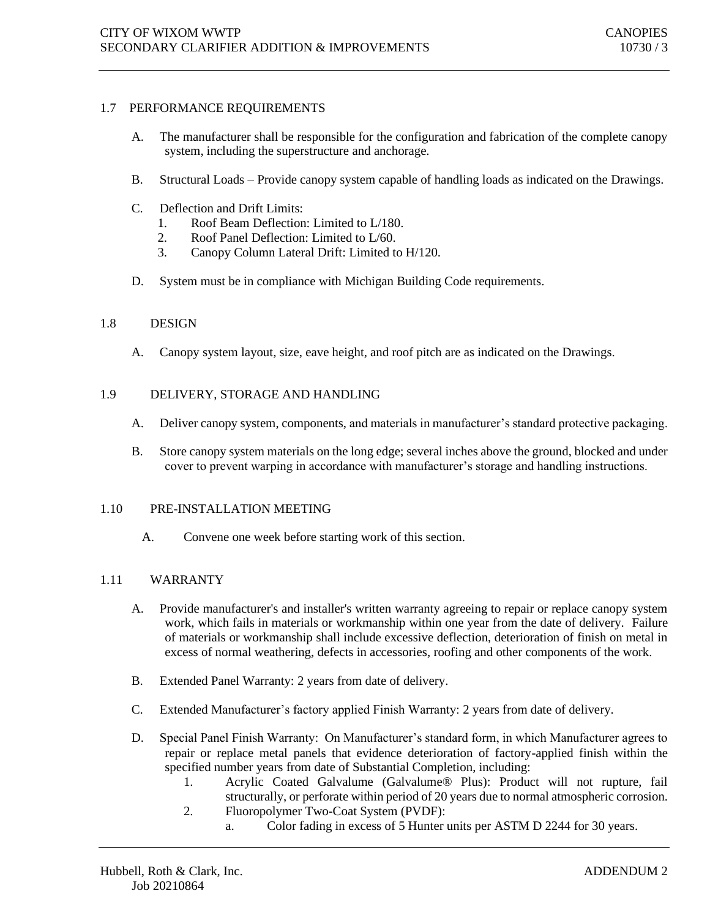## 1.7 PERFORMANCE REQUIREMENTS

A. The manufacturer shall be responsible for the configuration and fabrication of the complete canopy system, including the superstructure and anchorage.

B. Structural Loads – Provide canopy system capable of handling loads as indicated on the Drawings.

C. Deflection and Drift Limits:
   1. Roof Beam Deflection: Limited to L/180.
   2. Roof Panel Deflection: Limited to L/60.
   3. Canopy Column Lateral Drift: Limited to H/120.

D. System must be in compliance with Michigan Building Code requirements.

## 1.8 DESIGN

A. Canopy system layout, size, eave height, and roof pitch are as indicated on the Drawings.

## 1.9 DELIVERY, STORAGE AND HANDLING

A. Deliver canopy system, components, and materials in manufacturer's standard protective packaging.

B. Store canopy system materials on the long edge; several inches above the ground, blocked and under cover to prevent warping in accordance with manufacturer's storage and handling instructions.

## 1.10 PRE-INSTALLATION MEETING

A. Convene one week before starting work of this section.

## 1.11 WARRANTY

A. Provide manufacturer's and installer's written warranty agreeing to repair or replace canopy system work, which fails in materials or workmanship within one year from the date of delivery. Failure of materials or workmanship shall include excessive deflection, deterioration of finish on metal in excess of normal weathering, defects in accessories, roofing and other components of the work.

B. Extended Panel Warranty: 2 years from date of delivery.

C. Extended Manufacturer's factory applied Finish Warranty: 2 years from date of delivery.

D. Special Panel Finish Warranty: On Manufacturer's standard form, in which Manufacturer agrees to repair or replace metal panels that evidence deterioration of factory-applied finish within the specified number years from date of Substantial Completion, including:
   1. Acrylic Coated Galvalume (Galvalume® Plus): Product will not rupture, fail structurally, or perforate within period of 20 years due to normal atmospheric corrosion.
   2. Fluoropolymer Two-Coat System (PVDF):
      a. Color fading in excess of 5 Hunter units per ASTM D 2244 for 30 years.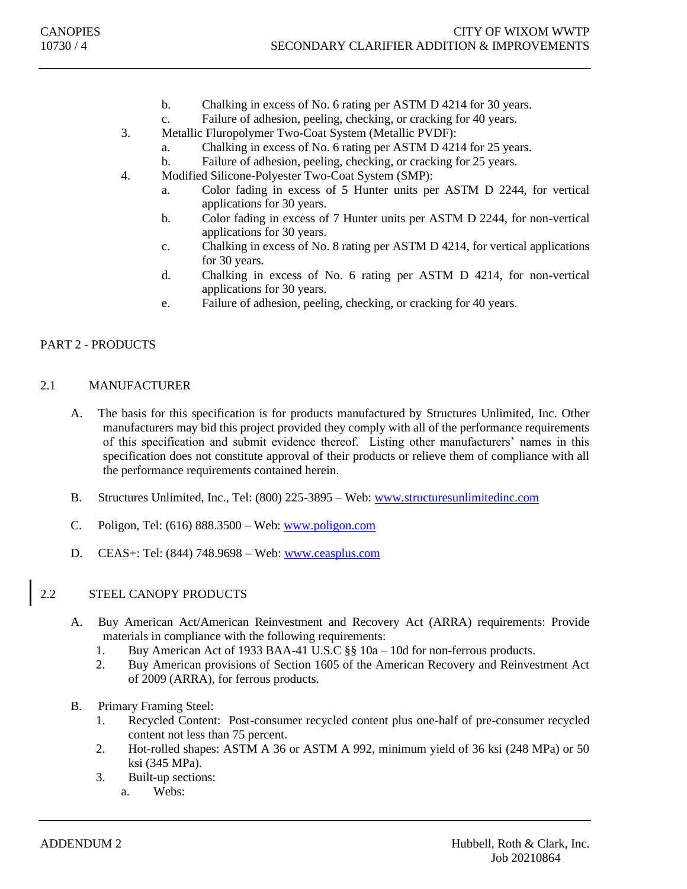b. Chalking in excess of No. 6 rating per ASTM D 4214 for 30 years.
c. Failure of adhesion, peeling, checking, or cracking for 40 years.

3. Metallic Fluropolymer Two-Coat System (Metallic PVDF):
   a. Chalking in excess of No. 6 rating per ASTM D 4214 for 25 years.
   b. Failure of adhesion, peeling, checking, or cracking for 25 years.
4. Modified Silicone-Polyester Two-Coat System (SMP):
   a. Color fading in excess of 5 Hunter units per ASTM D 2244, for vertical applications for 30 years.
   b. Color fading in excess of 7 Hunter units per ASTM D 2244, for non-vertical applications for 30 years.
   c. Chalking in excess of No. 8 rating per ASTM D 4214, for vertical applications for 30 years.
   d. Chalking in excess of No. 6 rating per ASTM D 4214, for non-vertical applications for 30 years.
   e. Failure of adhesion, peeling, checking, or cracking for 40 years.

## PART 2 - PRODUCTS

### 2.1 MANUFACTURER

A. The basis for this specification is for products manufactured by Structures Unlimited, Inc. Other manufacturers may bid this project provided they comply with all of the performance requirements of this specification and submit evidence thereof. Listing other manufacturers' names in this specification does not constitute approval of their products or relieve them of compliance with all the performance requirements contained herein.

B. Structures Unlimited, Inc., Tel: (800) 225-3895 – Web: [www.structuresunlimitedinc.com](http://www.structuresunlimitedinc.com)

C. Poligon, Tel: (616) 888.3500 – Web: [www.poligon.com](http://www.poligon.com)

D. CEAS+: Tel: (844) 748.9698 – Web: [www.ceasplus.com](http://www.ceasplus.com)

### 2.2 STEEL CANOPY PRODUCTS

A. Buy American Act/American Reinvestment and Recovery Act (ARRA) requirements: Provide materials in compliance with the following requirements:
   1. Buy American Act of 1933 BAA-41 U.S.C §§ 10a – 10d for non-ferrous products.
   2. Buy American provisions of Section 1605 of the American Recovery and Reinvestment Act of 2009 (ARRA), for ferrous products.

B. Primary Framing Steel:
   1. Recycled Content: Post-consumer recycled content plus one-half of pre-consumer recycled content not less than 75 percent.
   2. Hot-rolled shapes: ASTM A 36 or ASTM A 992, minimum yield of 36 ksi (248 MPa) or 50 ksi (345 MPa).
   3. Built-up sections:
      a. Webs: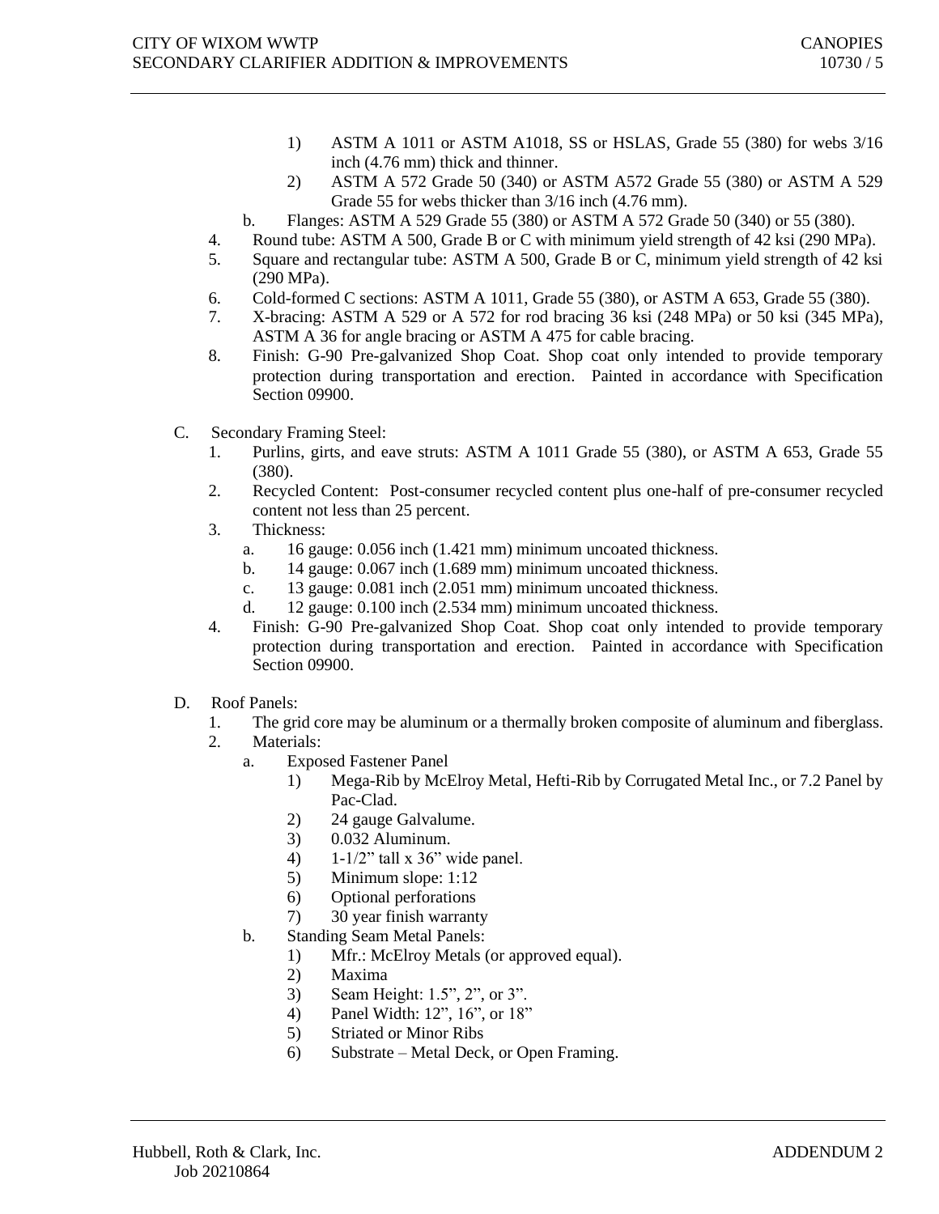1) ASTM A 1011 or ASTM A1018, SS or HSLAS, Grade 55 (380) for webs 3/16 inch (4.76 mm) thick and thinner.
2) ASTM A 572 Grade 50 (340) or ASTM A572 Grade 55 (380) or ASTM A 529 Grade 55 for webs thicker than 3/16 inch (4.76 mm).

b. Flanges: ASTM A 529 Grade 55 (380) or ASTM A 572 Grade 50 (340) or 55 (380).

4. Round tube: ASTM A 500, Grade B or C with minimum yield strength of 42 ksi (290 MPa).
5. Square and rectangular tube: ASTM A 500, Grade B or C, minimum yield strength of 42 ksi (290 MPa).
6. Cold-formed C sections: ASTM A 1011, Grade 55 (380), or ASTM A 653, Grade 55 (380).
7. X-bracing: ASTM A 529 or A 572 for rod bracing 36 ksi (248 MPa) or 50 ksi (345 MPa), ASTM A 36 for angle bracing or ASTM A 475 for cable bracing.
8. Finish: G-90 Pre-galvanized Shop Coat. Shop coat only intended to provide temporary protection during transportation and erection. Painted in accordance with Specification Section 09900.

C. Secondary Framing Steel:

1. Purlins, girts, and eave struts: ASTM A 1011 Grade 55 (380), or ASTM A 653, Grade 55 (380).
2. Recycled Content: Post-consumer recycled content plus one-half of pre-consumer recycled content not less than 25 percent.
3. Thickness:
   a. 16 gauge: 0.056 inch (1.421 mm) minimum uncoated thickness.
   b. 14 gauge: 0.067 inch (1.689 mm) minimum uncoated thickness.
   c. 13 gauge: 0.081 inch (2.051 mm) minimum uncoated thickness.
   d. 12 gauge: 0.100 inch (2.534 mm) minimum uncoated thickness.
4. Finish: G-90 Pre-galvanized Shop Coat. Shop coat only intended to provide temporary protection during transportation and erection. Painted in accordance with Specification Section 09900.

D. Roof Panels:

1. The grid core may be aluminum or a thermally broken composite of aluminum and fiberglass.
2. Materials:
   a. Exposed Fastener Panel
      1) Mega-Rib by McElroy Metal, Hefti-Rib by Corrugated Metal Inc., or 7.2 Panel by Pac-Clad.
      2) 24 gauge Galvalume.
      3) 0.032 Aluminum.
      4) 1-1/2” tall x 36” wide panel.
      5) Minimum slope: 1:12
      6) Optional perforations
      7) 30 year finish warranty
   b. Standing Seam Metal Panels:
      1) Mfr.: McElroy Metals (or approved equal).
      2) Maxima
      3) Seam Height: 1.5”, 2”, or 3”.
      4) Panel Width: 12”, 16”, or 18”
      5) Striated or Minor Ribs
      6) Substrate – Metal Deck, or Open Framing.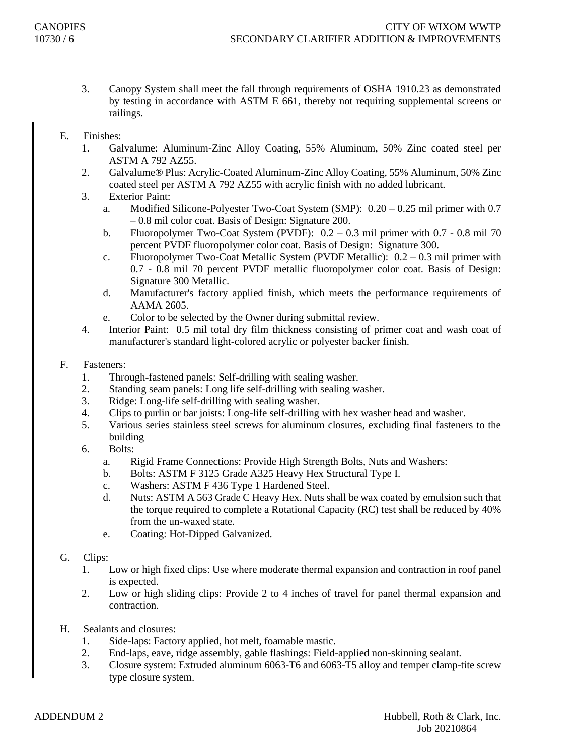3. Canopy System shall meet the fall through requirements of OSHA 1910.23 as demonstrated by testing in accordance with ASTM E 661, thereby not requiring supplemental screens or railings.

E. Finishes:
   1. Galvalume: Aluminum-Zinc Alloy Coating, 55% Aluminum, 50% Zinc coated steel per ASTM A 792 AZ55.
   2. Galvalume® Plus: Acrylic-Coated Aluminum-Zinc Alloy Coating, 55% Aluminum, 50% Zinc coated steel per ASTM A 792 AZ55 with acrylic finish with no added lubricant.
   3. Exterior Paint:
      a. Modified Silicone-Polyester Two-Coat System (SMP): 0.20 – 0.25 mil primer with 0.7 – 0.8 mil color coat. Basis of Design: Signature 200.
      b. Fluoropolymer Two-Coat System (PVDF): 0.2 – 0.3 mil primer with 0.7 - 0.8 mil 70 percent PVDF fluoropolymer color coat. Basis of Design: Signature 300.
      c. Fluoropolymer Two-Coat Metallic System (PVDF Metallic): 0.2 – 0.3 mil primer with 0.7 - 0.8 mil 70 percent PVDF metallic fluoropolymer color coat. Basis of Design: Signature 300 Metallic.
      d. Manufacturer's factory applied finish, which meets the performance requirements of AAMA 2605.
      e. Color to be selected by the Owner during submittal review.
   4. Interior Paint: 0.5 mil total dry film thickness consisting of primer coat and wash coat of manufacturer's standard light-colored acrylic or polyester backer finish.

F. Fasteners:
   1. Through-fastened panels: Self-drilling with sealing washer.
   2. Standing seam panels: Long life self-drilling with sealing washer.
   3. Ridge: Long-life self-drilling with sealing washer.
   4. Clips to purlin or bar joists: Long-life self-drilling with hex washer head and washer.
   5. Various series stainless steel screws for aluminum closures, excluding final fasteners to the building
   6. Bolts:
      a. Rigid Frame Connections: Provide High Strength Bolts, Nuts and Washers:
      b. Bolts: ASTM F 3125 Grade A325 Heavy Hex Structural Type I.
      c. Washers: ASTM F 436 Type 1 Hardened Steel.
      d. Nuts: ASTM A 563 Grade C Heavy Hex. Nuts shall be wax coated by emulsion such that the torque required to complete a Rotational Capacity (RC) test shall be reduced by 40% from the un-waxed state.
      e. Coating: Hot-Dipped Galvanized.

G. Clips:
   1. Low or high fixed clips: Use where moderate thermal expansion and contraction in roof panel is expected.
   2. Low or high sliding clips: Provide 2 to 4 inches of travel for panel thermal expansion and contraction.

H. Sealants and closures:
   1. Side-laps: Factory applied, hot melt, foamable mastic.
   2. End-laps, eave, ridge assembly, gable flashings: Field-applied non-skinning sealant.
   3. Closure system: Extruded aluminum 6063-T6 and 6063-T5 alloy and temper clamp-tite screw type closure system.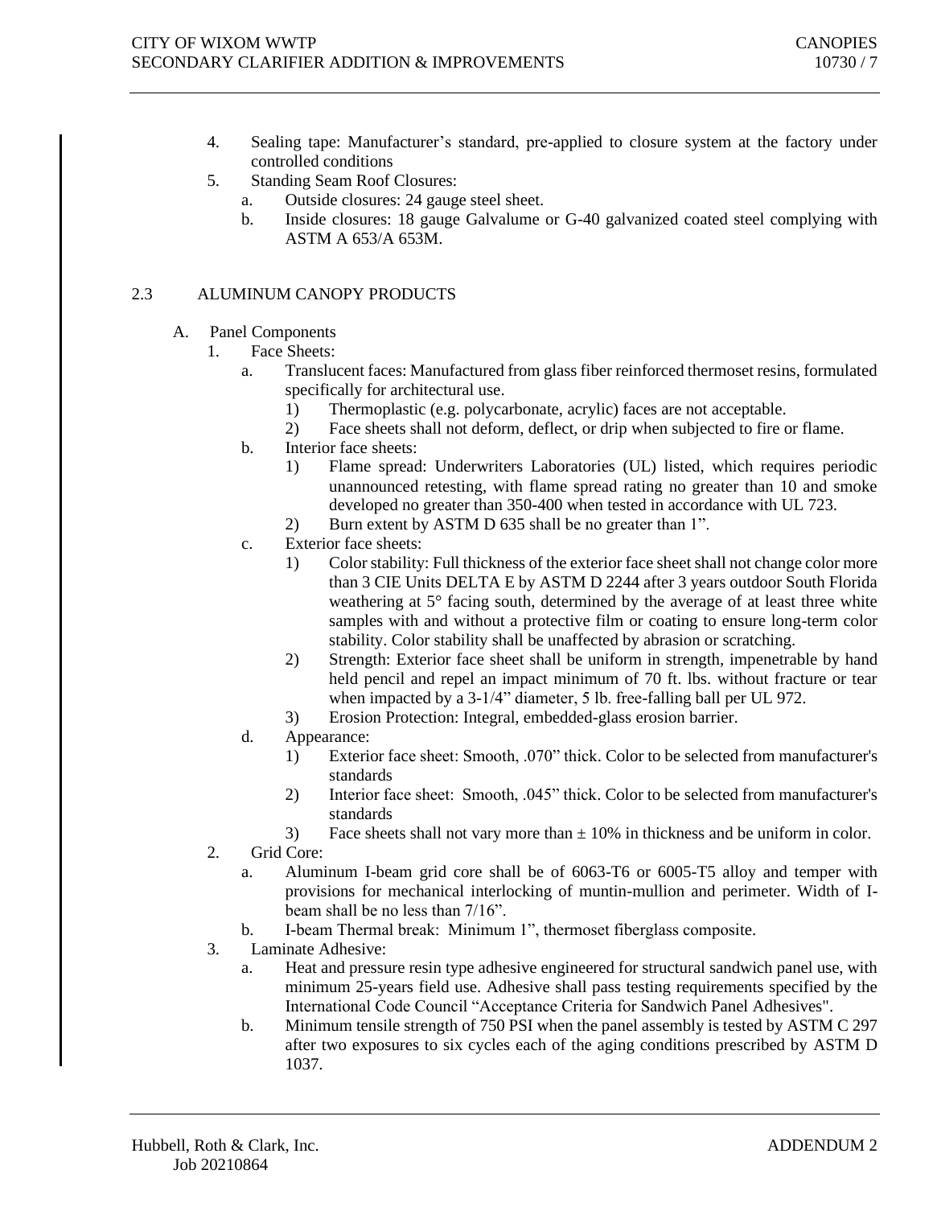4. Sealing tape: Manufacturer's standard, pre-applied to closure system at the factory under controlled conditions
5. Standing Seam Roof Closures:
   a. Outside closures: 24 gauge steel sheet.
   b. Inside closures: 18 gauge Galvalume or G-40 galvanized coated steel complying with ASTM A 653/A 653M.

## 2.3 ALUMINUM CANOPY PRODUCTS

A. Panel Components
   1. Face Sheets:
      a. Translucent faces: Manufactured from glass fiber reinforced thermoset resins, formulated specifically for architectural use.
         1) Thermoplastic (e.g. polycarbonate, acrylic) faces are not acceptable.
         2) Face sheets shall not deform, deflect, or drip when subjected to fire or flame.
      b. Interior face sheets:
         1) Flame spread: Underwriters Laboratories (UL) listed, which requires periodic unannounced retesting, with flame spread rating no greater than 10 and smoke developed no greater than 350-400 when tested in accordance with UL 723.
         2) Burn extent by ASTM D 635 shall be no greater than 1".
      c. Exterior face sheets:
         1) Color stability: Full thickness of the exterior face sheet shall not change color more than 3 CIE Units DELTA E by ASTM D 2244 after 3 years outdoor South Florida weathering at 5° facing south, determined by the average of at least three white samples with and without a protective film or coating to ensure long-term color stability. Color stability shall be unaffected by abrasion or scratching.
         2) Strength: Exterior face sheet shall be uniform in strength, impenetrable by hand held pencil and repel an impact minimum of 70 ft. lbs. without fracture or tear when impacted by a 3-1/4" diameter, 5 lb. free-falling ball per UL 972.
         3) Erosion Protection: Integral, embedded-glass erosion barrier.
      d. Appearance:
         1) Exterior face sheet: Smooth, .070" thick. Color to be selected from manufacturer's standards
         2) Interior face sheet: Smooth, .045" thick. Color to be selected from manufacturer's standards
         3) Face sheets shall not vary more than ± 10% in thickness and be uniform in color.
   2. Grid Core:
      a. Aluminum I-beam grid core shall be of 6063-T6 or 6005-T5 alloy and temper with provisions for mechanical interlocking of muntin-mullion and perimeter. Width of I-beam shall be no less than 7/16".
      b. I-beam Thermal break: Minimum 1", thermoset fiberglass composite.
   3. Laminate Adhesive:
      a. Heat and pressure resin type adhesive engineered for structural sandwich panel use, with minimum 25-years field use. Adhesive shall pass testing requirements specified by the International Code Council "Acceptance Criteria for Sandwich Panel Adhesives".
      b. Minimum tensile strength of 750 PSI when the panel assembly is tested by ASTM C 297 after two exposures to six cycles each of the aging conditions prescribed by ASTM D 1037.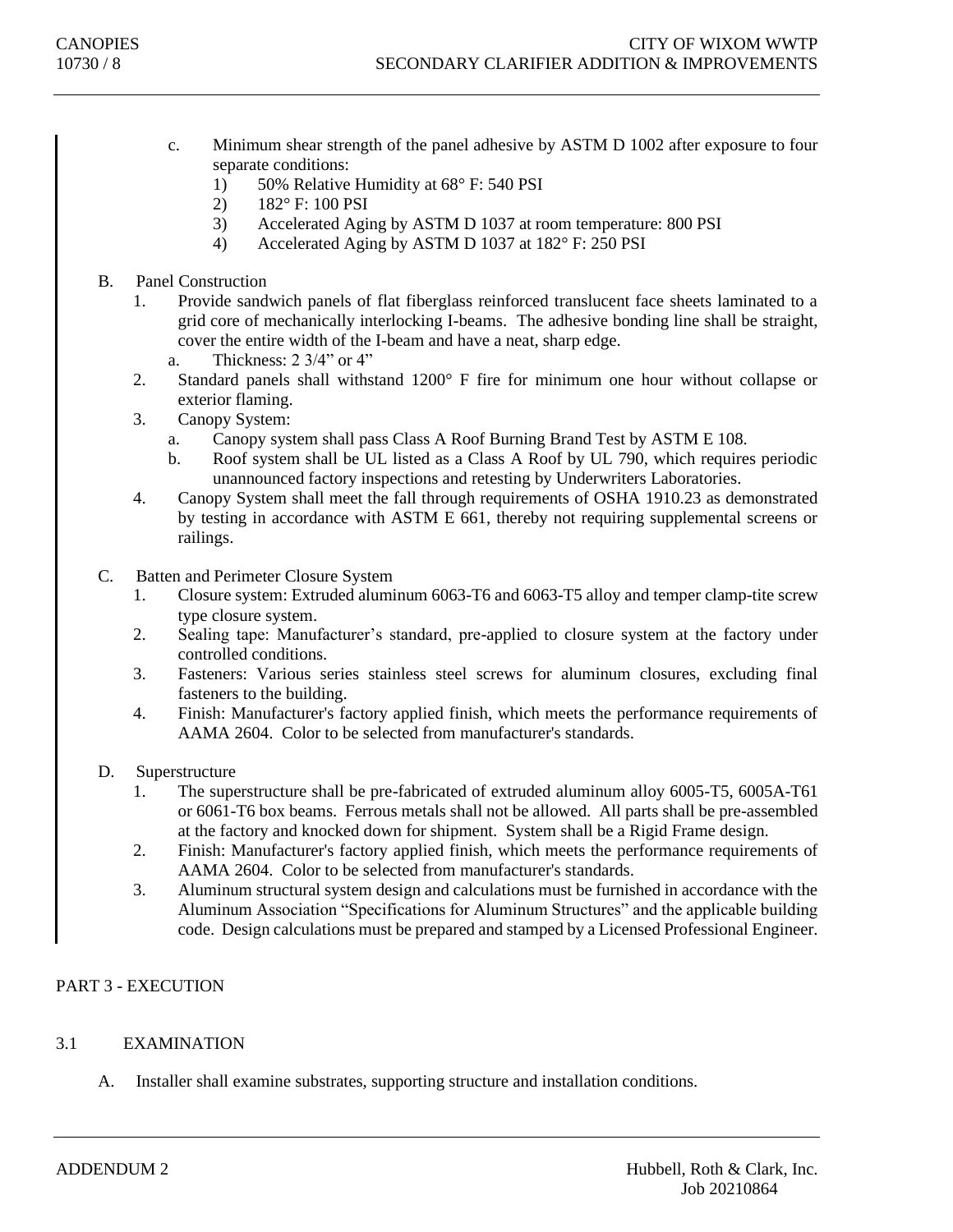c. Minimum shear strength of the panel adhesive by ASTM D 1002 after exposure to four separate conditions:
   1) 50% Relative Humidity at 68° F: 540 PSI
   2) 182° F: 100 PSI
   3) Accelerated Aging by ASTM D 1037 at room temperature: 800 PSI
   4) Accelerated Aging by ASTM D 1037 at 182° F: 250 PSI

B. Panel Construction
   1. Provide sandwich panels of flat fiberglass reinforced translucent face sheets laminated to a grid core of mechanically interlocking I-beams. The adhesive bonding line shall be straight, cover the entire width of the I-beam and have a neat, sharp edge.
      a. Thickness: 2 3/4" or 4"
   2. Standard panels shall withstand 1200° F fire for minimum one hour without collapse or exterior flaming.
   3. Canopy System:
      a. Canopy system shall pass Class A Roof Burning Brand Test by ASTM E 108.
      b. Roof system shall be UL listed as a Class A Roof by UL 790, which requires periodic unannounced factory inspections and retesting by Underwriters Laboratories.
   4. Canopy System shall meet the fall through requirements of OSHA 1910.23 as demonstrated by testing in accordance with ASTM E 661, thereby not requiring supplemental screens or railings.

C. Batten and Perimeter Closure System
   1. Closure system: Extruded aluminum 6063-T6 and 6063-T5 alloy and temper clamp-tite screw type closure system.
   2. Sealing tape: Manufacturer's standard, pre-applied to closure system at the factory under controlled conditions.
   3. Fasteners: Various series stainless steel screws for aluminum closures, excluding final fasteners to the building.
   4. Finish: Manufacturer's factory applied finish, which meets the performance requirements of AAMA 2604. Color to be selected from manufacturer's standards.

D. Superstructure
   1. The superstructure shall be pre-fabricated of extruded aluminum alloy 6005-T5, 6005A-T61 or 6061-T6 box beams. Ferrous metals shall not be allowed. All parts shall be pre-assembled at the factory and knocked down for shipment. System shall be a Rigid Frame design.
   2. Finish: Manufacturer's factory applied finish, which meets the performance requirements of AAMA 2604. Color to be selected from manufacturer's standards.
   3. Aluminum structural system design and calculations must be furnished in accordance with the Aluminum Association "Specifications for Aluminum Structures" and the applicable building code. Design calculations must be prepared and stamped by a Licensed Professional Engineer.

## PART 3 - EXECUTION

### 3.1 EXAMINATION

A. Installer shall examine substrates, supporting structure and installation conditions.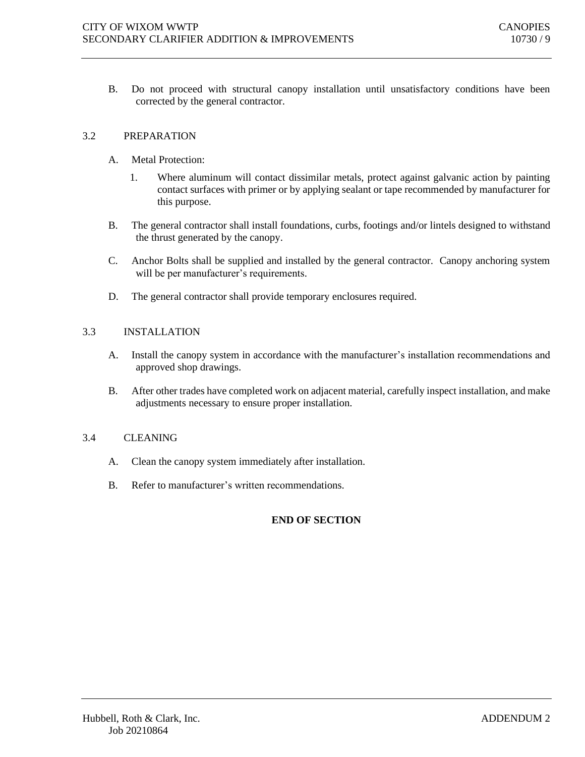B. Do not proceed with structural canopy installation until unsatisfactory conditions have been corrected by the general contractor.

## 3.2 PREPARATION

A. Metal Protection:

1. Where aluminum will contact dissimilar metals, protect against galvanic action by painting contact surfaces with primer or by applying sealant or tape recommended by manufacturer for this purpose.

B. The general contractor shall install foundations, curbs, footings and/or lintels designed to withstand the thrust generated by the canopy.

C. Anchor Bolts shall be supplied and installed by the general contractor. Canopy anchoring system will be per manufacturer's requirements.

D. The general contractor shall provide temporary enclosures required.

## 3.3 INSTALLATION

A. Install the canopy system in accordance with the manufacturer's installation recommendations and approved shop drawings.

B. After other trades have completed work on adjacent material, carefully inspect installation, and make adjustments necessary to ensure proper installation.

## 3.4 CLEANING

A. Clean the canopy system immediately after installation.

B. Refer to manufacturer's written recommendations.

**END OF SECTION**